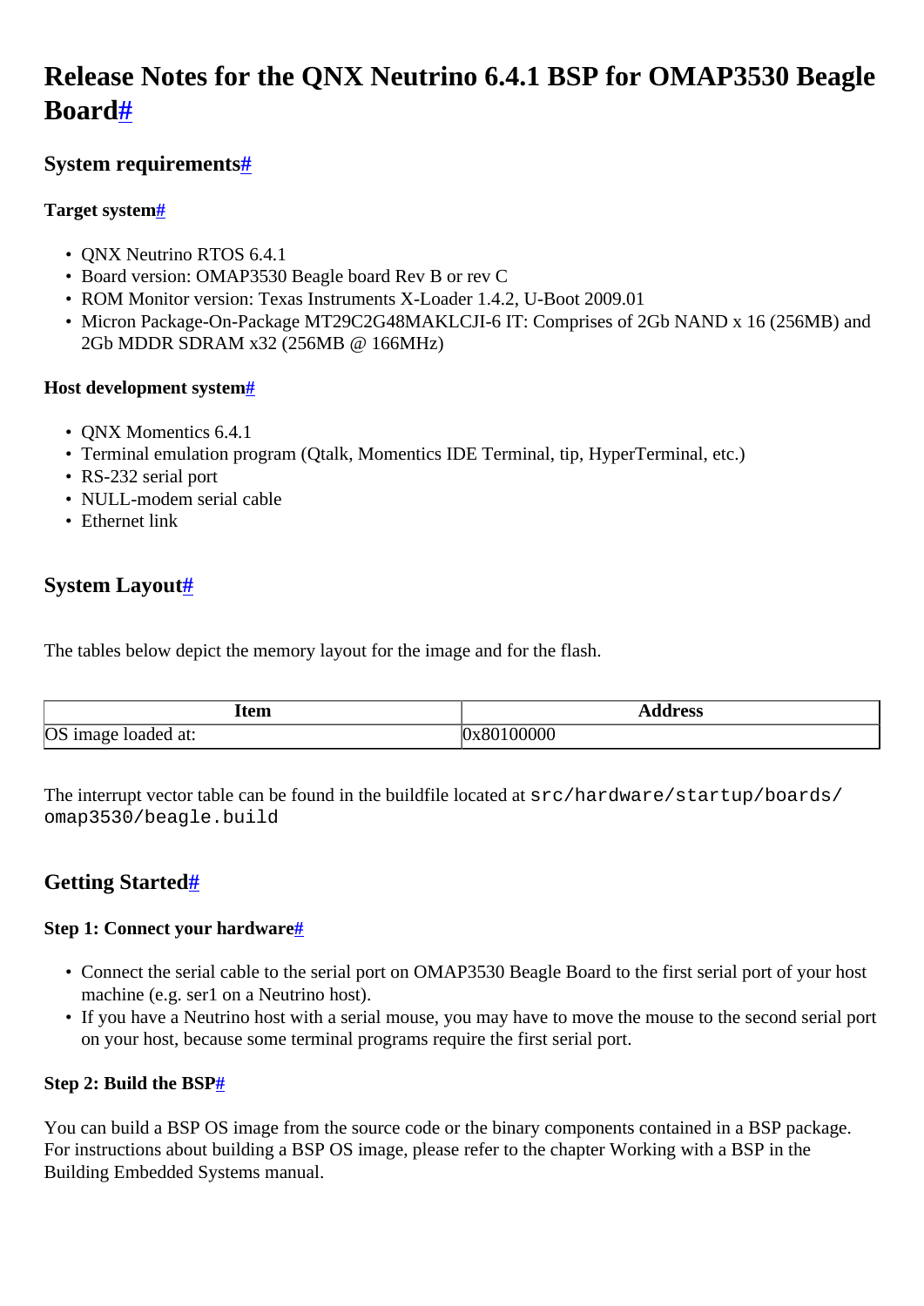# Release Notes for the QNX Neutrino 6.4.1 BSP for OMAP3530 Beagle Board#

## System requirements#

### Target system#

- QNX Neutrino RTOS 6.4.1
- Board version: OMAP3530 Beagle board Rev B or rev C
- ROM Monitor version: Texas Instruments X-Loader 1.4.2, U-Boot 2009.01
- Micron Package-On-Package MT29C2G48MAKLCJI-6 IT: Comprises of 2Gb NAND x 16 (256MB) and 2Gb MDDR SDRAM x32 (256MB @ 166MHz)

### Host development system#

- QNX Momentics 6.4.1
- Terminal emulation program (Qtalk, Momentics IDE Terminal, tip, HyperTerminal, etc.)
- RS-232 serial port
- NULL-modem serial cable
- Ethernet link

## System Layout#

The tables below depict the memory layout for the image and for the flash.

| Item | Address |
|---|---|
| OS image loaded at: | 0x80100000 |

The interrupt vector table can be found in the buildfile located at `src/hardware/startup/boards/omap3530/beagle.build`

## Getting Started#

### Step 1: Connect your hardware#

- Connect the serial cable to the serial port on OMAP3530 Beagle Board to the first serial port of your host machine (e.g. ser1 on a Neutrino host).
- If you have a Neutrino host with a serial mouse, you may have to move the mouse to the second serial port on your host, because some terminal programs require the first serial port.

### Step 2: Build the BSP#

You can build a BSP OS image from the source code or the binary components contained in a BSP package. For instructions about building a BSP OS image, please refer to the chapter Working with a BSP in the Building Embedded Systems manual.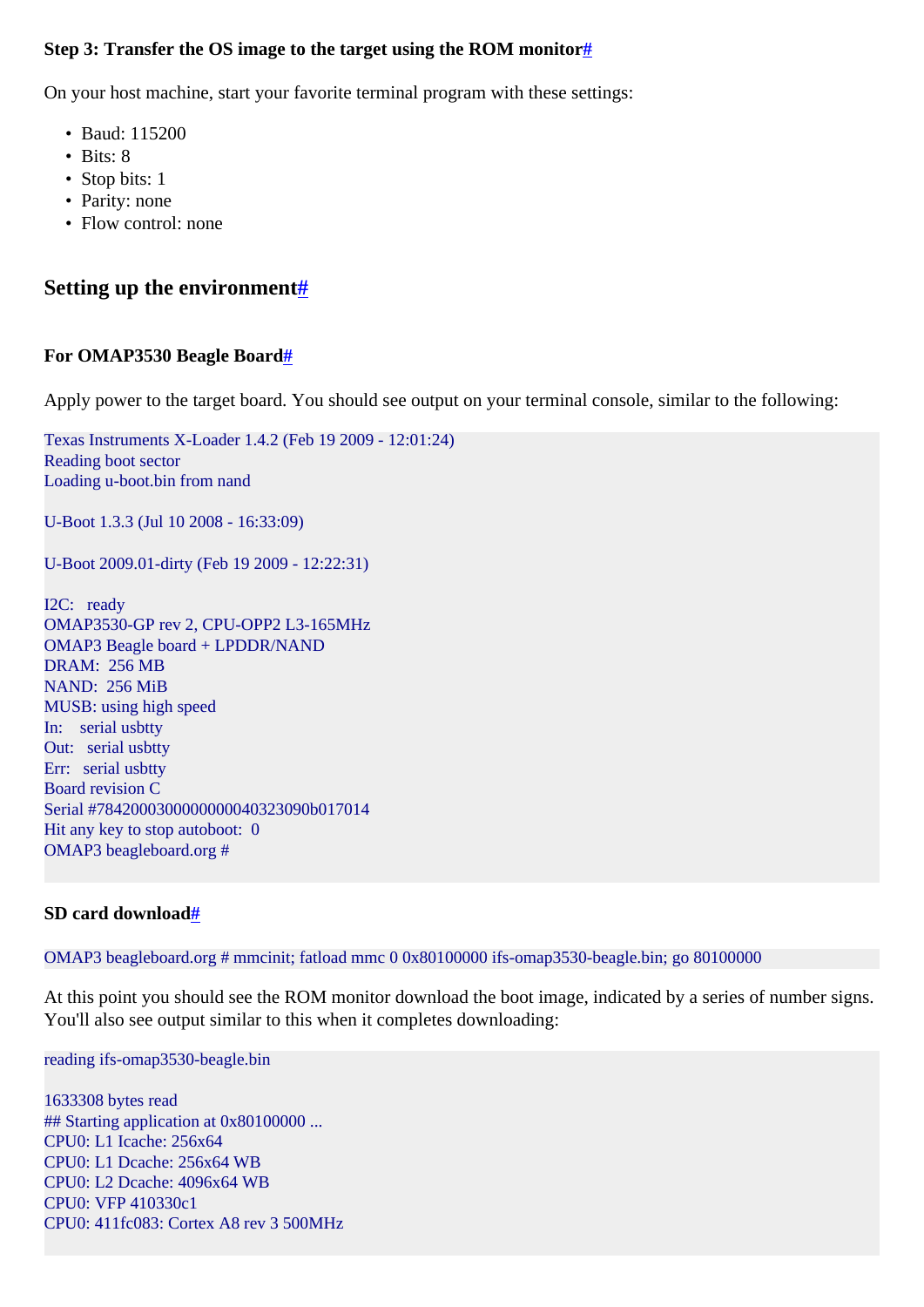### Step 3: Transfer the OS image to the target using the ROM monitor#

On your host machine, start your favorite terminal program with these settings:

- Baud: 115200
- Bits: 8
- Stop bits: 1
- Parity: none
- Flow control: none

## Setting up the environment#

### For OMAP3530 Beagle Board#

Apply power to the target board. You should see output on your terminal console, similar to the following:

```
Texas Instruments X-Loader 1.4.2 (Feb 19 2009 - 12:01:24)
Reading boot sector
Loading u-boot.bin from nand

U-Boot 1.3.3 (Jul 10 2008 - 16:33:09)

U-Boot 2009.01-dirty (Feb 19 2009 - 12:22:31)

I2C:   ready
OMAP3530-GP rev 2, CPU-OPP2 L3-165MHz
OMAP3 Beagle board + LPDDR/NAND
DRAM:  256 MB
NAND:  256 MiB
MUSB: using high speed
In:    serial usbtty
Out:   serial usbtty
Err:   serial usbtty
Board revision C
Serial #784200030000000040323090b017014
Hit any key to stop autoboot:  0
OMAP3 beagleboard.org #
```

### SD card download#

```
OMAP3 beagleboard.org # mmcinit; fatload mmc 0 0x80100000 ifs-omap3530-beagle.bin; go 80100000
```

At this point you should see the ROM monitor download the boot image, indicated by a series of number signs. You'll also see output similar to this when it completes downloading:

```
reading ifs-omap3530-beagle.bin

1633308 bytes read
## Starting application at 0x80100000 ...
CPU0: L1 Icache: 256x64
CPU0: L1 Dcache: 256x64 WB
CPU0: L2 Dcache: 4096x64 WB
CPU0: VFP 410330c1
CPU0: 411fc083: Cortex A8 rev 3 500MHz
```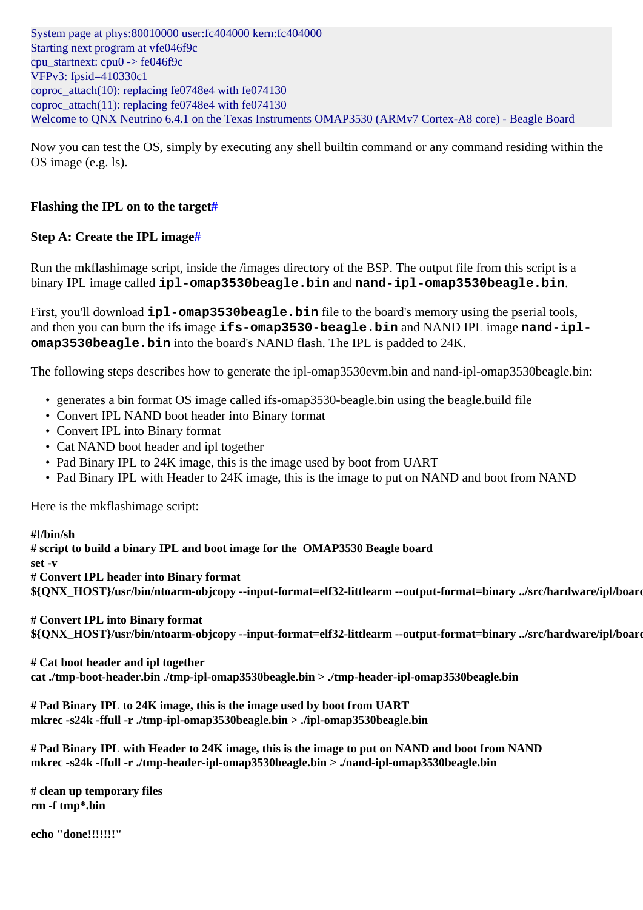```
System page at phys:80010000 user:fc404000 kern:fc404000
Starting next program at vfe046f9c
cpu_startnext: cpu0 -> fe046f9c
VFPv3: fpsid=410330c1
coproc_attach(10): replacing fe0748e4 with fe074130
coproc_attach(11): replacing fe0748e4 with fe074130
Welcome to QNX Neutrino 6.4.1 on the Texas Instruments OMAP3530 (ARMv7 Cortex-A8 core) - Beagle Board
```

Now you can test the OS, simply by executing any shell builtin command or any command residing within the OS image (e.g. ls).

### Flashing the IPL on to the target#

### Step A: Create the IPL image#

Run the mkflashimage script, inside the /images directory of the BSP. The output file from this script is a binary IPL image called **`ipl-omap3530beagle.bin`** and **`nand-ipl-omap3530beagle.bin`**.

First, you'll download **`ipl-omap3530beagle.bin`** file to the board's memory using the pserial tools, and then you can burn the ifs image **`ifs-omap3530-beagle.bin`** and NAND IPL image **`nand-ipl-omap3530beagle.bin`** into the board's NAND flash. The IPL is padded to 24K.

The following steps describes how to generate the ipl-omap3530evm.bin and nand-ipl-omap3530beagle.bin:

- generates a bin format OS image called ifs-omap3530-beagle.bin using the beagle.build file
- Convert IPL NAND boot header into Binary format
- Convert IPL into Binary format
- Cat NAND boot header and ipl together
- Pad Binary IPL to 24K image, this is the image used by boot from UART
- Pad Binary IPL with Header to 24K image, this is the image to put on NAND and boot from NAND

Here is the mkflashimage script:

```
#!/bin/sh
# script to build a binary IPL and boot image for the  OMAP3530 Beagle board
set -v
# Convert IPL header into Binary format
${QNX_HOST}/usr/bin/ntoarm-objcopy --input-format=elf32-littlearm --output-format=binary ../src/hardware/ipl/boarc

# Convert IPL into Binary format
${QNX_HOST}/usr/bin/ntoarm-objcopy --input-format=elf32-littlearm --output-format=binary ../src/hardware/ipl/boarc

# Cat boot header and ipl together
cat ./tmp-boot-header.bin ./tmp-ipl-omap3530beagle.bin > ./tmp-header-ipl-omap3530beagle.bin

# Pad Binary IPL to 24K image, this is the image used by boot from UART
mkrec -s24k -ffull -r ./tmp-ipl-omap3530beagle.bin > ./ipl-omap3530beagle.bin

# Pad Binary IPL with Header to 24K image, this is the image to put on NAND and boot from NAND
mkrec -s24k -ffull -r ./tmp-header-ipl-omap3530beagle.bin > ./nand-ipl-omap3530beagle.bin

# clean up temporary files
rm -f tmp*.bin

echo "done!!!!!!!"
```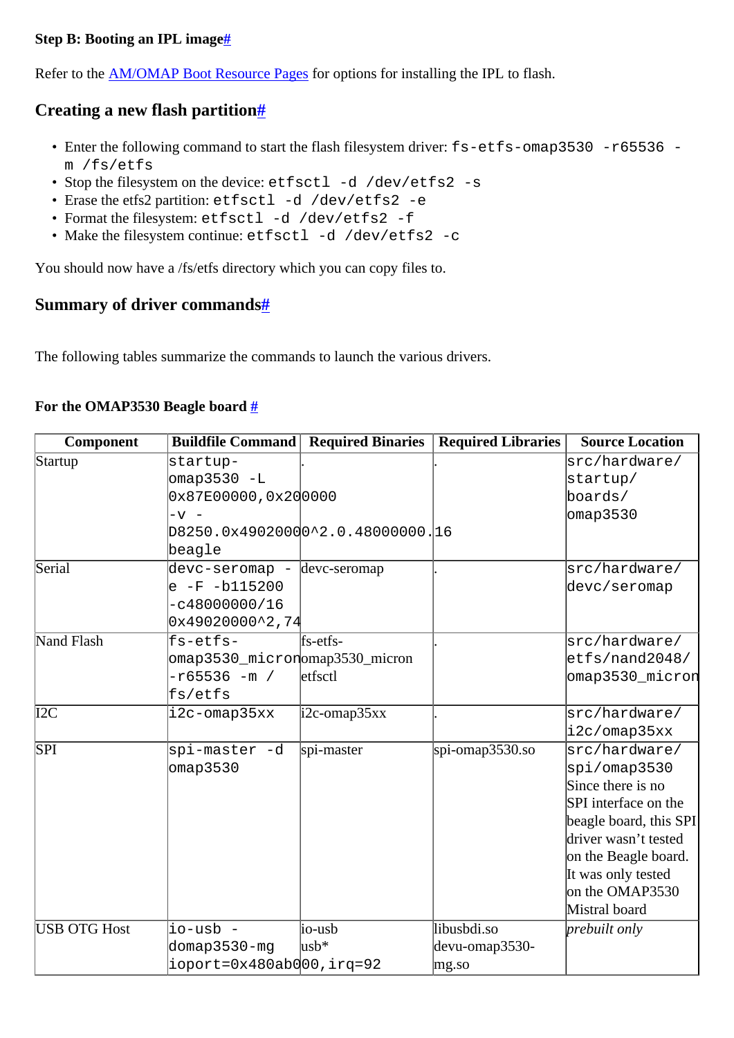### Step B: Booting an IPL image#

Refer to the AM/OMAP Boot Resource Pages for options for installing the IPL to flash.

## Creating a new flash partition#

- Enter the following command to start the flash filesystem driver: `fs-etfs-omap3530 -r65536 -m /fs/etfs`
- Stop the filesystem on the device: `etfsctl -d /dev/etfs2 -s`
- Erase the etfs2 partition: `etfsctl -d /dev/etfs2 -e`
- Format the filesystem: `etfsctl -d /dev/etfs2 -f`
- Make the filesystem continue: `etfsctl -d /dev/etfs2 -c`

You should now have a /fs/etfs directory which you can copy files to.

## Summary of driver commands#

The following tables summarize the commands to launch the various drivers.

### For the OMAP3530 Beagle board #

| Component | Buildfile Command | Required Binaries | Required Libraries | Source Location |
|---|---|---|---|---|
| Startup | `startup-omap3530 -L 0x87E00000,0x200000 -v -D8250.0x49020000^2.0.48000000.16 beagle` | . | . | `src/hardware/startup/boards/omap3530` |
| Serial | `devc-seromap -e -F -b115200 -c48000000/16 0x49020000^2,74` | devc-seromap | . | `src/hardware/devc/seromap` |
| Nand Flash | `fs-etfs-omap3530_micron -r65536 -m /fs/etfs` | fs-etfs-omap3530_micron etfsctl | . | `src/hardware/etfs/nand2048/omap3530_micron` |
| I2C | `i2c-omap35xx` | i2c-omap35xx | . | `src/hardware/i2c/omap35xx` |
| SPI | `spi-master -d omap3530` | spi-master | spi-omap3530.so | `src/hardware/spi/omap3530` Since there is no SPI interface on the beagle board, this SPI driver wasn't tested on the Beagle board. It was only tested on the OMAP3530 Mistral board |
| USB OTG Host | `io-usb -domap3530-mg ioport=0x480ab000,irq=92` | io-usb usb* | libusbdi.so devu-omap3530-mg.so | *prebuilt only* |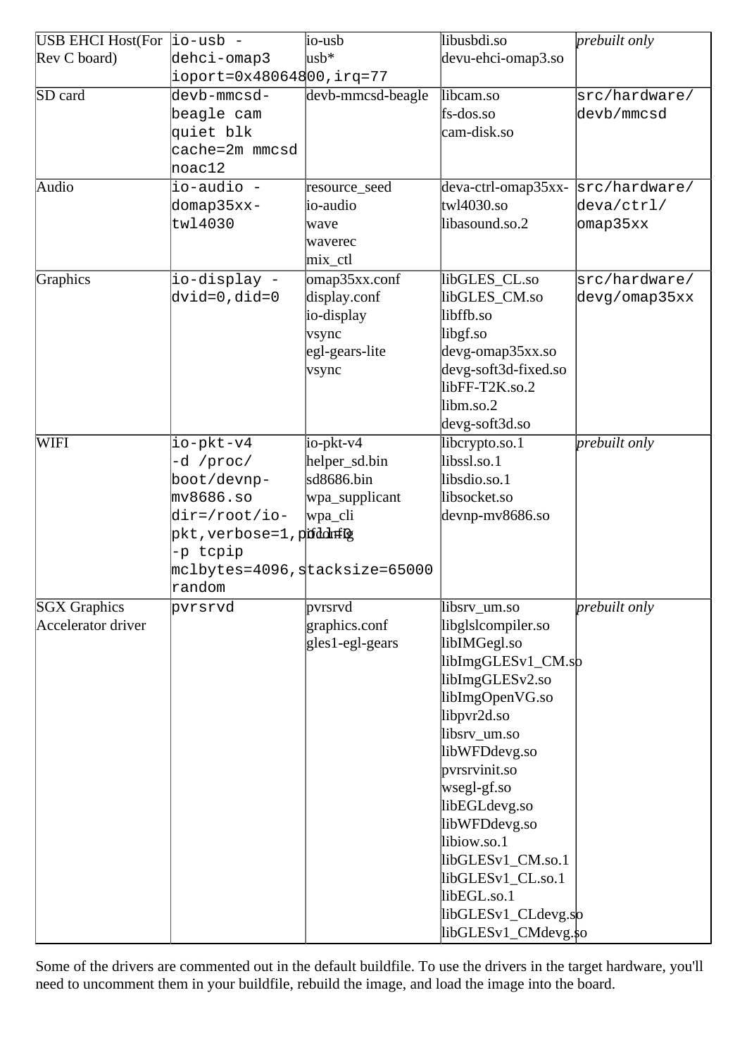| USB EHCI Host(For Rev C board) | io-usb -dehci-omap3 ioport=0x48064800,irq=77 | io-usb usb* | libusbdi.so devu-ehci-omap3.so | *prebuilt only* |
|---|---|---|---|---|
| SD card | devb-mmcsd-beagle cam quiet blk cache=2m mmcsd noac12 | devb-mmcsd-beagle | libcam.so fs-dos.so cam-disk.so | src/hardware/devb/mmcsd |
| Audio | io-audio -domap35xx-twl4030 | resource_seed io-audio wave waverec mix_ctl | deva-ctrl-omap35xx-twl4030.so libasound.so.2 | src/hardware/deva/ctrl/omap35xx |
| Graphics | io-display -dvid=0,did=0 | omap35xx.conf display.conf io-display vsync egl-gears-lite vsync | libGLES_CL.so libGLES_CM.so libffb.so libgf.so devg-omap35xx.so devg-soft3d-fixed.so libFF-T2K.so.2 libm.so.2 devg-soft3d.so | src/hardware/devg/omap35xx |
| WIFI | io-pkt-v4 -d /proc/boot/devnp-mv8686.so dir=/root/io-pkt,verbose=1,pull=0 -p tcpip mclbytes=4096,stacksize=65000 random | io-pkt-v4 helper_sd.bin sd8686.bin wpa_supplicant wpa_cli ifconfig | libcrypto.so.1 libssl.so.1 libsdio.so.1 libsocket.so devnp-mv8686.so | *prebuilt only* |
| SGX Graphics Accelerator driver | pvrsrvd | pvrsrvd graphics.conf gles1-egl-gears | libsrv_um.so libglslcompiler.so libIMGegl.so libImgGLESv1_CM.so libImgGLESv2.so libImgOpenVG.so libpvr2d.so libsrv_um.so libWFDdevg.so pvrsrvinit.so wsegl-gf.so libEGLdevg.so libWFDdevg.so libiow.so.1 libGLESv1_CM.so.1 libGLESv1_CL.so.1 libEGL.so.1 libGLESv1_CLdevg.so libGLESv1_CMdevg.so | *prebuilt only* |

Some of the drivers are commented out in the default buildfile. To use the drivers in the target hardware, you'll need to uncomment them in your buildfile, rebuild the image, and load the image into the board.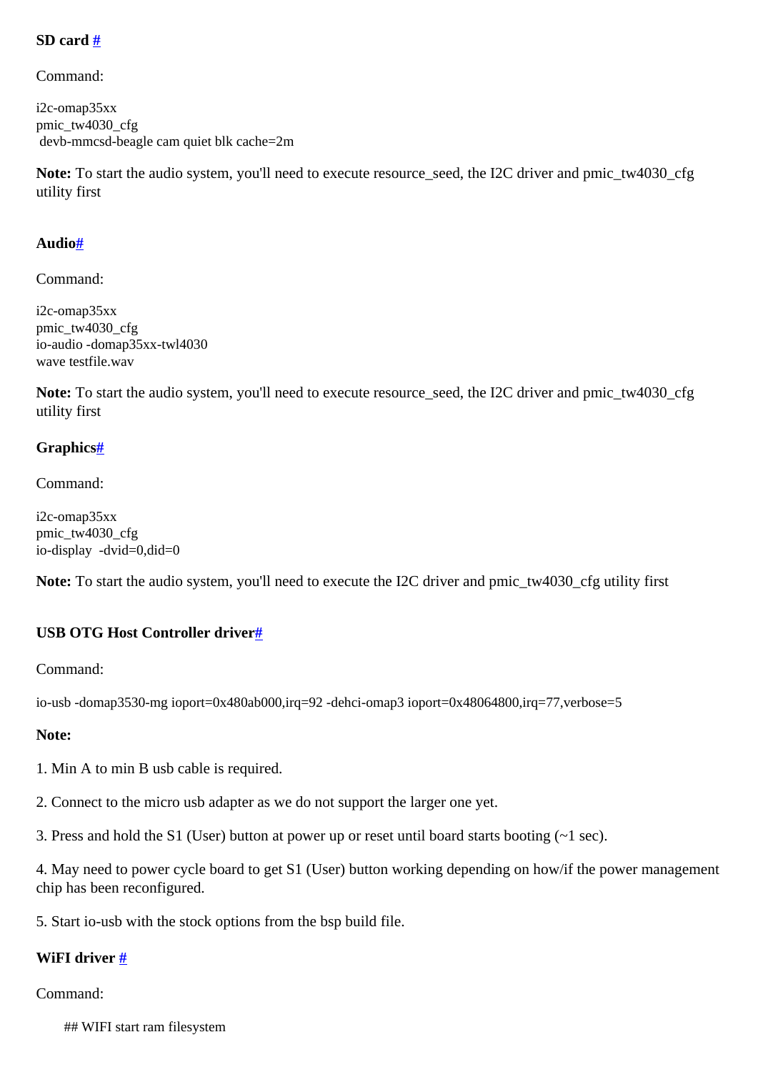### SD card #

Command:

```
i2c-omap35xx
pmic_tw4030_cfg
 devb-mmcsd-beagle cam quiet blk cache=2m
```

**Note:** To start the audio system, you'll need to execute resource_seed, the I2C driver and pmic_tw4030_cfg utility first

### Audio#

Command:

```
i2c-omap35xx
pmic_tw4030_cfg
io-audio -domap35xx-twl4030
wave testfile.wav
```

**Note:** To start the audio system, you'll need to execute resource_seed, the I2C driver and pmic_tw4030_cfg utility first

### Graphics#

Command:

```
i2c-omap35xx
pmic_tw4030_cfg
io-display  -dvid=0,did=0
```

**Note:** To start the audio system, you'll need to execute the I2C driver and pmic_tw4030_cfg utility first

### USB OTG Host Controller driver#

Command:

```
io-usb -domap3530-mg ioport=0x480ab000,irq=92 -dehci-omap3 ioport=0x48064800,irq=77,verbose=5
```

**Note:**

1. Min A to min B usb cable is required.

2. Connect to the micro usb adapter as we do not support the larger one yet.

3. Press and hold the S1 (User) button at power up or reset until board starts booting (~1 sec).

4. May need to power cycle board to get S1 (User) button working depending on how/if the power management chip has been reconfigured.

5. Start io-usb with the stock options from the bsp build file.

### WiFI driver #

Command:

```
## WIFI start ram filesystem
```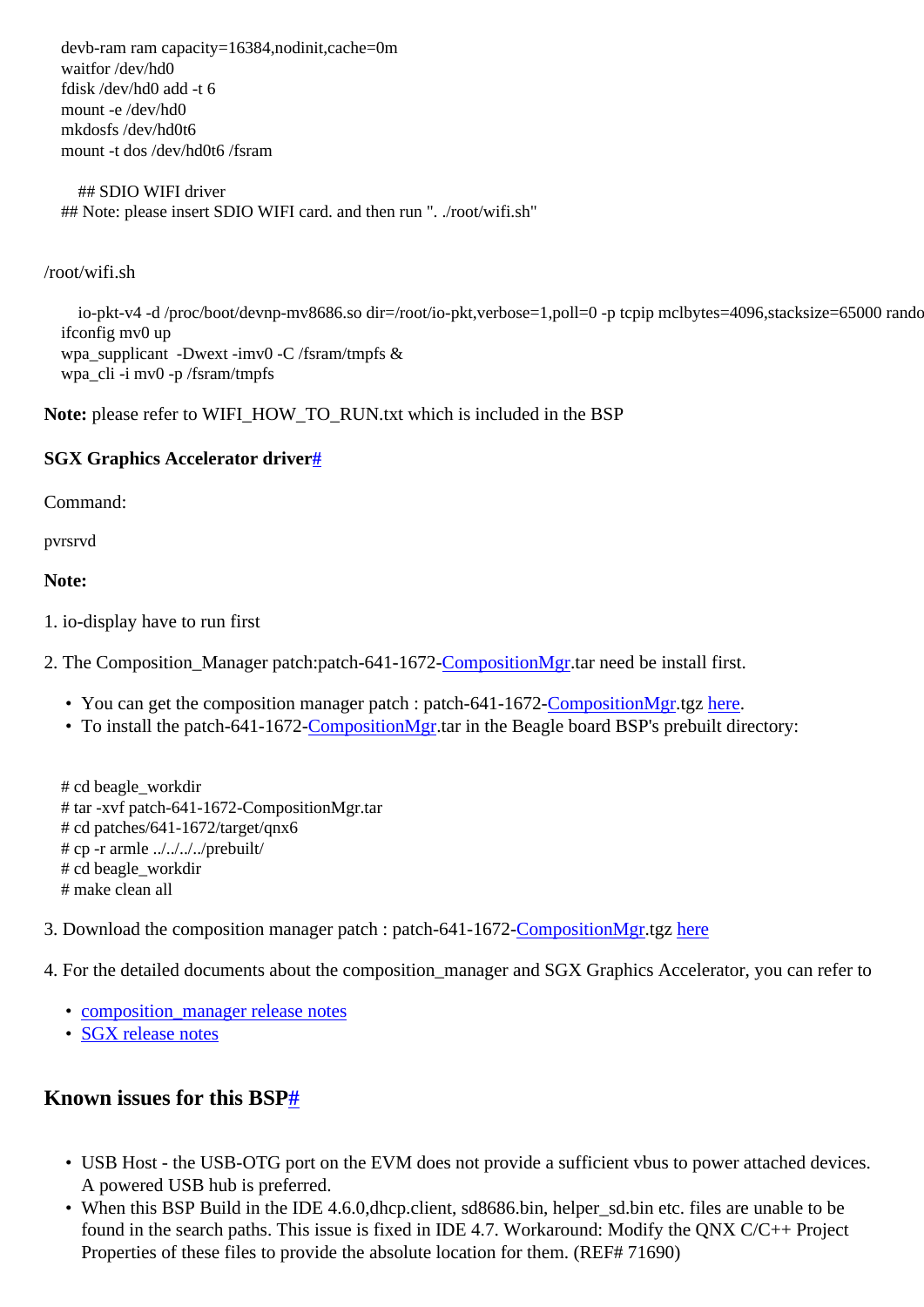```
devb-ram ram capacity=16384,nodinit,cache=0m
waitfor /dev/hd0
fdisk /dev/hd0 add -t 6
mount -e /dev/hd0
mkdosfs /dev/hd0t6
mount -t dos /dev/hd0t6 /fsram

    ## SDIO WIFI driver
## Note: please insert SDIO WIFI card. and then run ". ./root/wifi.sh"
```

/root/wifi.sh

```
    io-pkt-v4 -d /proc/boot/devnp-mv8686.so dir=/root/io-pkt,verbose=1,poll=0 -p tcpip mclbytes=4096,stacksize=65000 rando
ifconfig mv0 up
wpa_supplicant  -Dwext -imv0 -C /fsram/tmpfs &
wpa_cli -i mv0 -p /fsram/tmpfs
```

**Note:** please refer to WIFI_HOW_TO_RUN.txt which is included in the BSP

**SGX Graphics Accelerator driver#**

Command:

pvrsrvd

**Note:**

1. io-display have to run first

2. The Composition_Manager patch:patch-641-1672-CompositionMgr.tar need be install first.

- You can get the composition manager patch : patch-641-1672-CompositionMgr.tgz here.
- To install the patch-641-1672-CompositionMgr.tar in the Beagle board BSP's prebuilt directory:

```
# cd beagle_workdir
# tar -xvf patch-641-1672-CompositionMgr.tar
# cd patches/641-1672/target/qnx6
# cp -r armle ../../../../prebuilt/
# cd beagle_workdir
# make clean all
```

3. Download the composition manager patch : patch-641-1672-CompositionMgr.tgz here

4. For the detailed documents about the composition_manager and SGX Graphics Accelerator, you can refer to

- composition_manager release notes
- SGX release notes

## Known issues for this BSP#

- USB Host - the USB-OTG port on the EVM does not provide a sufficient vbus to power attached devices. A powered USB hub is preferred.
- When this BSP Build in the IDE 4.6.0,dhcp.client, sd8686.bin, helper_sd.bin etc. files are unable to be found in the search paths. This issue is fixed in IDE 4.7. Workaround: Modify the QNX C/C++ Project Properties of these files to provide the absolute location for them. (REF# 71690)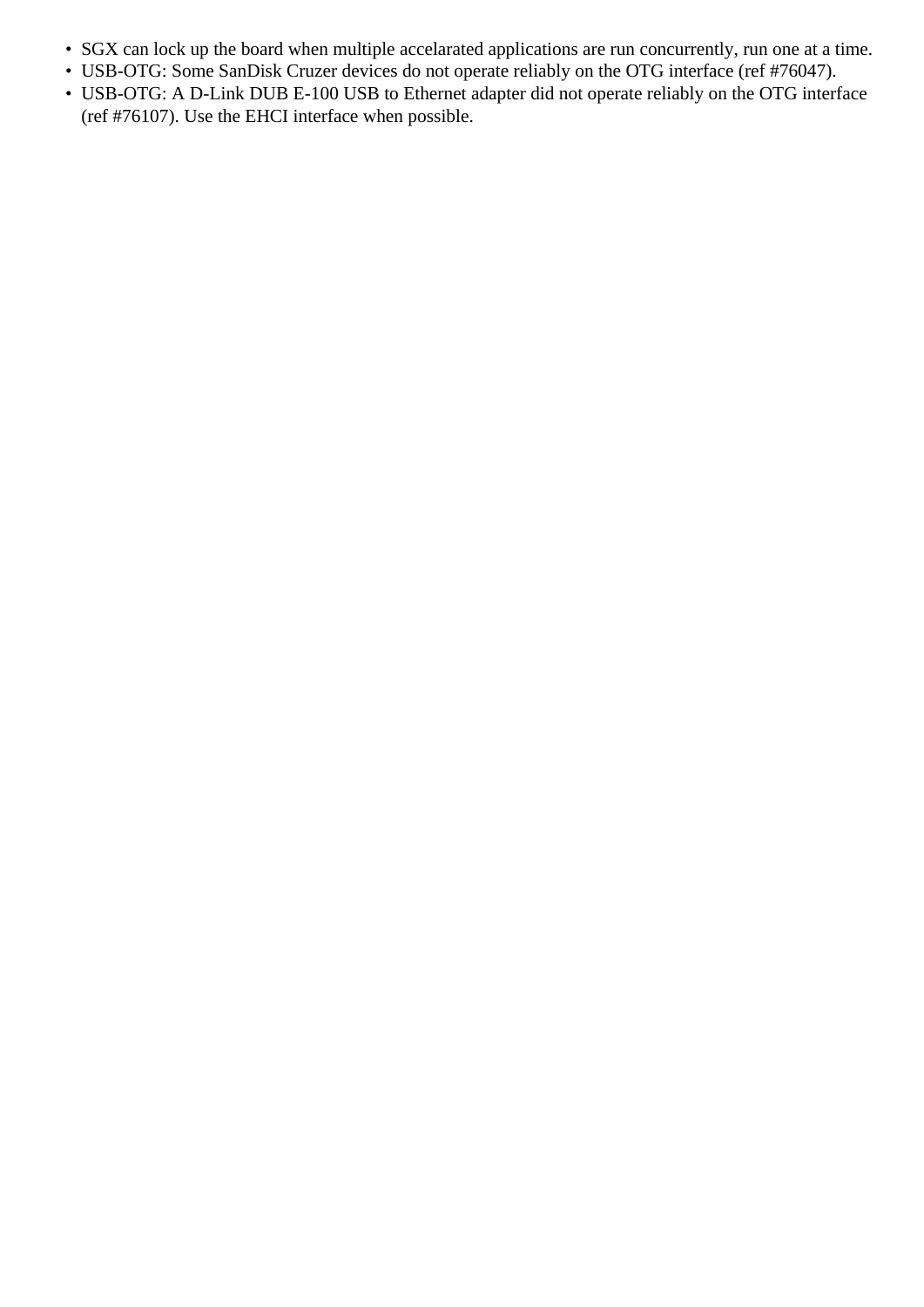- SGX can lock up the board when multiple accelarated applications are run concurrently, run one at a time.
- USB-OTG: Some SanDisk Cruzer devices do not operate reliably on the OTG interface (ref #76047).
- USB-OTG: A D-Link DUB E-100 USB to Ethernet adapter did not operate reliably on the OTG interface (ref #76107). Use the EHCI interface when possible.